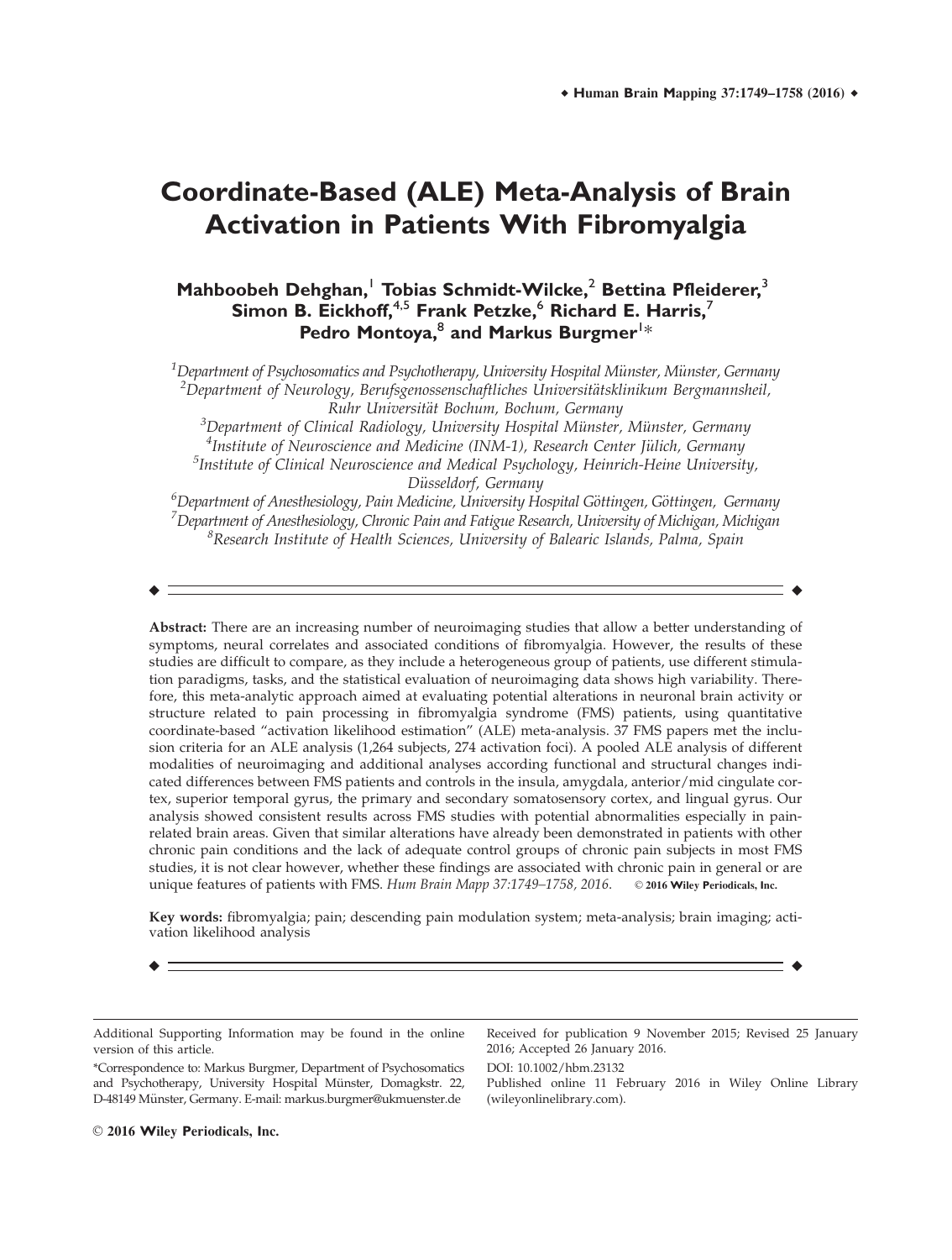# Coordinate-Based (ALE) Meta-Analysis of Brain Activation in Patients With Fibromyalgia

**Mahboobeh Dehghan,[1] Tobias Schmidt-Wilcke,[2] Bettina Pfleiderer,[3] Simon B. Eickhoff,[4,5] Frank Petzke,[6] Richard E. Harris,[7] Pedro Montoya,[8] and Markus Burgmer[1]***

[1]*Department of Psychosomatics and Psychotherapy, University Hospital Münster, Münster, Germany*
[2]*Department of Neurology, Berufsgenossenschaftliches Universitätsklinikum Bergmannsheil, Ruhr Universität Bochum, Bochum, Germany*
[3]*Department of Clinical Radiology, University Hospital Münster, Münster, Germany*
[4]*Institute of Neuroscience and Medicine (INM-1), Research Center Jülich, Germany*
[5]*Institute of Clinical Neuroscience and Medical Psychology, Heinrich-Heine University, Düsseldorf, Germany*
[6]*Department of Anesthesiology, Pain Medicine, University Hospital Göttingen, Göttingen, Germany*
[7]*Department of Anesthesiology, Chronic Pain and Fatigue Research, University of Michigan, Michigan*
[8]*Research Institute of Health Sciences, University of Balearic Islands, Palma, Spain*

---

**Abstract:** There are an increasing number of neuroimaging studies that allow a better understanding of symptoms, neural correlates and associated conditions of fibromyalgia. However, the results of these studies are difficult to compare, as they include a heterogeneous group of patients, use different stimulation paradigms, tasks, and the statistical evaluation of neuroimaging data shows high variability. Therefore, this meta-analytic approach aimed at evaluating potential alterations in neuronal brain activity or structure related to pain processing in fibromyalgia syndrome (FMS) patients, using quantitative coordinate-based "activation likelihood estimation" (ALE) meta-analysis. 37 FMS papers met the inclusion criteria for an ALE analysis (1,264 subjects, 274 activation foci). A pooled ALE analysis of different modalities of neuroimaging and additional analyses according functional and structural changes indicated differences between FMS patients and controls in the insula, amygdala, anterior/mid cingulate cortex, superior temporal gyrus, the primary and secondary somatosensory cortex, and lingual gyrus. Our analysis showed consistent results across FMS studies with potential abnormalities especially in pain-related brain areas. Given that similar alterations have already been demonstrated in patients with other chronic pain conditions and the lack of adequate control groups of chronic pain subjects in most FMS studies, it is not clear however, whether these findings are associated with chronic pain in general or are unique features of patients with FMS. *Hum Brain Mapp 37:1749–1758, 2016.* © 2016 Wiley Periodicals, Inc.

**Key words:** fibromyalgia; pain; descending pain modulation system; meta-analysis; brain imaging; activation likelihood analysis

---

Additional Supporting Information may be found in the online version of this article.

*Correspondence to: Markus Burgmer, Department of Psychosomatics and Psychotherapy, University Hospital Münster, Domagkstr. 22, D-48149 Münster, Germany. E-mail: markus.burgmer@ukmuenster.de

Received for publication 9 November 2015; Revised 25 January 2016; Accepted 26 January 2016.

DOI: 10.1002/hbm.23132

Published online 11 February 2016 in Wiley Online Library (wileyonlinelibrary.com).

© 2016 Wiley Periodicals, Inc.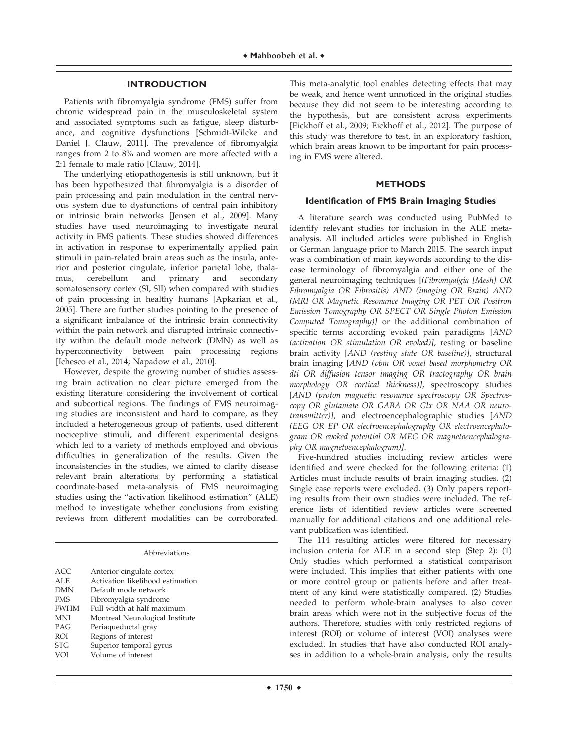## INTRODUCTION

Patients with fibromyalgia syndrome (FMS) suffer from chronic widespread pain in the musculoskeletal system and associated symptoms such as fatigue, sleep disturbance, and cognitive dysfunctions [Schmidt-Wilcke and Daniel J. Clauw, 2011]. The prevalence of fibromyalgia ranges from 2 to 8% and women are more affected with a 2:1 female to male ratio [Clauw, 2014].

The underlying etiopathogenesis is still unknown, but it has been hypothesized that fibromyalgia is a disorder of pain processing and pain modulation in the central nervous system due to dysfunctions of central pain inhibitory or intrinsic brain networks [Jensen et al., 2009]. Many studies have used neuroimaging to investigate neural activity in FMS patients. These studies showed differences in activation in response to experimentally applied pain stimuli in pain-related brain areas such as the insula, anterior and posterior cingulate, inferior parietal lobe, thalamus, cerebellum and primary and secondary somatosensory cortex (SI, SII) when compared with studies of pain processing in healthy humans [Apkarian et al., 2005]. There are further studies pointing to the presence of a significant imbalance of the intrinsic brain connectivity within the pain network and disrupted intrinsic connectivity within the default mode network (DMN) as well as hyperconnectivity between pain processing regions [Ichesco et al., 2014; Napadow et al., 2010].

However, despite the growing number of studies assessing brain activation no clear picture emerged from the existing literature considering the involvement of cortical and subcortical regions. The findings of FMS neuroimaging studies are inconsistent and hard to compare, as they included a heterogeneous group of patients, used different nociceptive stimuli, and different experimental designs which led to a variety of methods employed and obvious difficulties in generalization of the results. Given the inconsistencies in the studies, we aimed to clarify disease relevant brain alterations by performing a statistical coordinate-based meta-analysis of FMS neuroimaging studies using the "activation likelihood estimation" (ALE) method to investigate whether conclusions from existing reviews from different modalities can be corroborated. This meta-analytic tool enables detecting effects that may be weak, and hence went unnoticed in the original studies because they did not seem to be interesting according to the hypothesis, but are consistent across experiments [Eickhoff et al., 2009; Eickhoff et al., 2012]. The purpose of this study was therefore to test, in an exploratory fashion, which brain areas known to be important for pain processing in FMS were altered.

Abbreviations

| | |
|---|---|
| ACC | Anterior cingulate cortex |
| ALE | Activation likelihood estimation |
| DMN | Default mode network |
| FMS | Fibromyalgia syndrome |
| FWHM | Full width at half maximum |
| MNI | Montreal Neurological Institute |
| PAG | Periaqueductal gray |
| ROI | Regions of interest |
| STG | Superior temporal gyrus |
| VOI | Volume of interest |

## METHODS

### Identification of FMS Brain Imaging Studies

A literature search was conducted using PubMed to identify relevant studies for inclusion in the ALE meta-analysis. All included articles were published in English or German language prior to March 2015. The search input was a combination of main keywords according to the disease terminology of fibromyalgia and either one of the general neuroimaging techniques [*(Fibromyalgia [Mesh] OR Fibromyalgia OR Fibrositis) AND (imaging OR Brain) AND (MRI OR Magnetic Resonance Imaging OR PET OR Positron Emission Tomography OR SPECT OR Single Photon Emission Computed Tomography)]* or the additional combination of specific terms according evoked pain paradigms [*AND (activation OR stimulation OR evoked)]*, resting or baseline brain activity [*AND (resting state OR baseline)]*, structural brain imaging [*AND (vbm OR voxel based morphometry OR dti OR diffusion tensor imaging OR tractography OR brain morphology OR cortical thickness)]*, spectroscopy studies [*AND (proton magnetic resonance spectroscopy OR Spectroscopy OR glutamate OR GABA OR Glx OR NAA OR neurotransmitter)]*, and electroencephalographic studies [*AND (EEG OR EP OR electroencephalography OR electroencephalogram OR evoked potential OR MEG OR magnetoencephalography OR magnetoencephalogram)]*.

Five-hundred studies including review articles were identified and were checked for the following criteria: (1) Articles must include results of brain imaging studies. (2) Single case reports were excluded. (3) Only papers reporting results from their own studies were included. The reference lists of identified review articles were screened manually for additional citations and one additional relevant publication was identified.

The 114 resulting articles were filtered for necessary inclusion criteria for ALE in a second step (Step 2): (1) Only studies which performed a statistical comparison were included. This implies that either patients with one or more control group or patients before and after treatment of any kind were statistically compared. (2) Studies needed to perform whole-brain analyses to also cover brain areas which were not in the subjective focus of the authors. Therefore, studies with only restricted regions of interest (ROI) or volume of interest (VOI) analyses were excluded. In studies that have also conducted ROI analyses in addition to a whole-brain analysis, only the results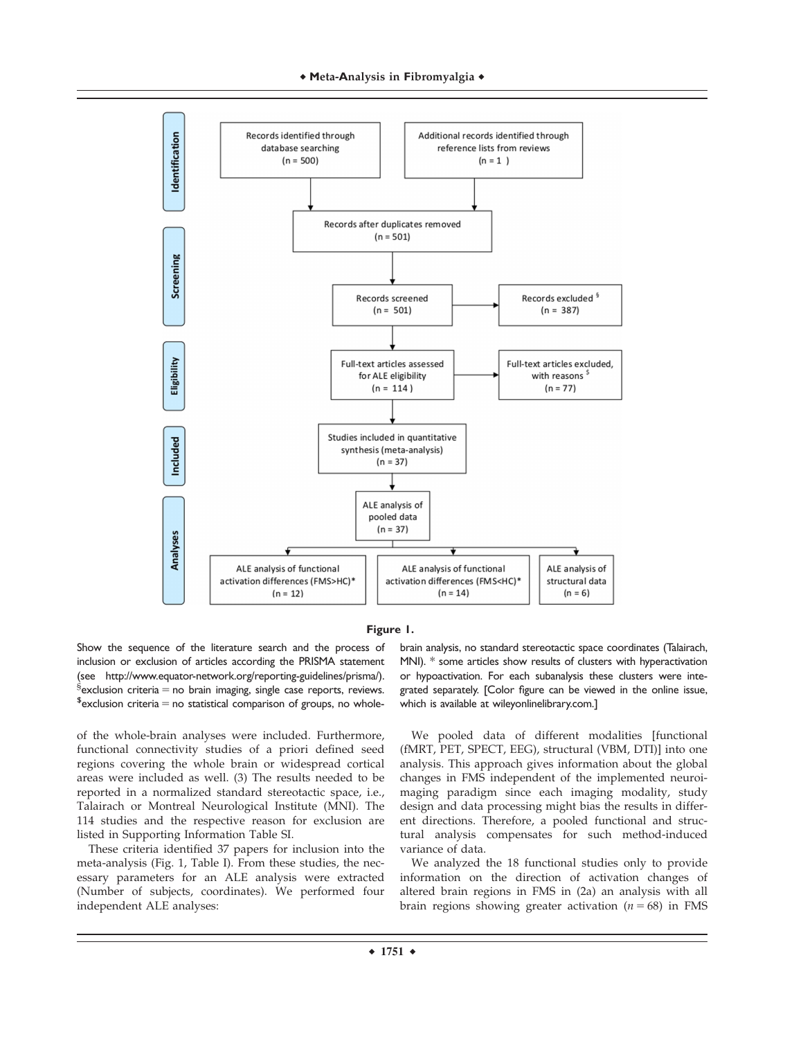Identification

Records identified through database searching (n = 500)

Additional records identified through reference lists from reviews (n = 1)

Records after duplicates removed (n = 501)

Screening

Records screened (n = 501)

Records excluded [§] (n = 387)

Eligibility

Full-text articles assessed for ALE eligibility (n = 114)

Full-text articles excluded, with reasons [$] (n = 77)

Included

Studies included in quantitative synthesis (meta-analysis) (n = 37)

Analyses

ALE analysis of pooled data (n = 37)

ALE analysis of functional activation differences (FMS>HC)* (n = 12)

ALE analysis of functional activation differences (FMS<HC)* (n = 14)

ALE analysis of structural data (n = 6)

**Figure 1.**

Show the sequence of the literature search and the process of inclusion or exclusion of articles according the PRISMA statement (see http://www.equator-network.org/reporting-guidelines/prisma/). [§]exclusion criteria = no brain imaging, single case reports, reviews. [$]exclusion criteria = no statistical comparison of groups, no whole-brain analysis, no standard stereotactic space coordinates (Talairach, MNI). * some articles show results of clusters with hyperactivation or hypoactivation. For each subanalysis these clusters were integrated separately. [Color figure can be viewed in the online issue, which is available at wileyonlinelibrary.com.]

of the whole-brain analyses were included. Furthermore, functional connectivity studies of a priori defined seed regions covering the whole brain or widespread cortical areas were included as well. (3) The results needed to be reported in a normalized standard stereotactic space, i.e., Talairach or Montreal Neurological Institute (MNI). The 114 studies and the respective reason for exclusion are listed in Supporting Information Table SI.

These criteria identified 37 papers for inclusion into the meta-analysis (Fig. 1, Table I). From these studies, the necessary parameters for an ALE analysis were extracted (Number of subjects, coordinates). We performed four independent ALE analyses:

We pooled data of different modalities [functional (fMRT, PET, SPECT, EEG), structural (VBM, DTI)] into one analysis. This approach gives information about the global changes in FMS independent of the implemented neuroimaging paradigm since each imaging modality, study design and data processing might bias the results in different directions. Therefore, a pooled functional and structural analysis compensates for such method-induced variance of data.

We analyzed the 18 functional studies only to provide information on the direction of activation changes of altered brain regions in FMS in (2a) an analysis with all brain regions showing greater activation ($n = 68$) in FMS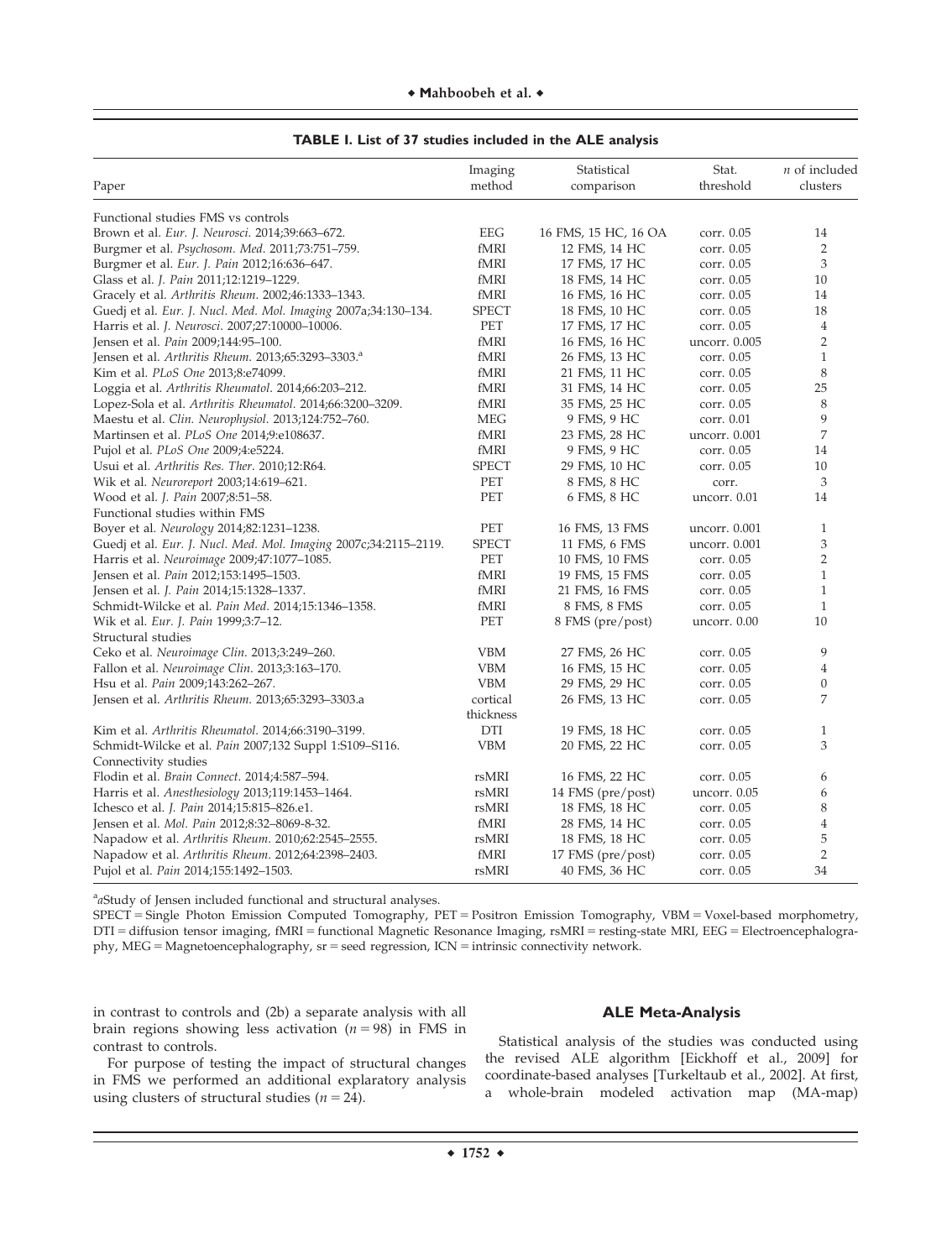**TABLE I. List of 37 studies included in the ALE analysis**

| Paper | Imaging method | Statistical comparison | Stat. threshold | *n* of included clusters |
|---|---|---|---|---|
| Functional studies FMS vs controls | | | | |
| Brown et al. *Eur. J. Neurosci.* 2014;39:663–672. | EEG | 16 FMS, 15 HC, 16 OA | corr. 0.05 | 14 |
| Burgmer et al. *Psychosom. Med.* 2011;73:751–759. | fMRI | 12 FMS, 14 HC | corr. 0.05 | 2 |
| Burgmer et al. *Eur. J. Pain* 2012;16:636–647. | fMRI | 17 FMS, 17 HC | corr. 0.05 | 3 |
| Glass et al. *J. Pain* 2011;12:1219–1229. | fMRI | 18 FMS, 14 HC | corr. 0.05 | 10 |
| Gracely et al. *Arthritis Rheum.* 2002;46:1333–1343. | fMRI | 16 FMS, 16 HC | corr. 0.05 | 14 |
| Guedj et al. *Eur. J. Nucl. Med. Mol. Imaging* 2007a;34:130–134. | SPECT | 18 FMS, 10 HC | corr. 0.05 | 18 |
| Harris et al. *J. Neurosci.* 2007;27:10000–10006. | PET | 17 FMS, 17 HC | corr. 0.05 | 4 |
| Jensen et al. *Pain* 2009;144:95–100. | fMRI | 16 FMS, 16 HC | uncorr. 0.005 | 2 |
| Jensen et al. *Arthritis Rheum.* 2013;65:3293–3303.[a] | fMRI | 26 FMS, 13 HC | corr. 0.05 | 1 |
| Kim et al. *PLoS One* 2013;8:e74099. | fMRI | 21 FMS, 11 HC | corr. 0.05 | 8 |
| Loggia et al. *Arthritis Rheumatol.* 2014;66:203–212. | fMRI | 31 FMS, 14 HC | corr. 0.05 | 25 |
| Lopez-Sola et al. *Arthritis Rheumatol.* 2014;66:3200–3209. | fMRI | 35 FMS, 25 HC | corr. 0.05 | 8 |
| Maestu et al. *Clin. Neurophysiol.* 2013;124:752–760. | MEG | 9 FMS, 9 HC | corr. 0.01 | 9 |
| Martinsen et al. *PLoS One* 2014;9:e108637. | fMRI | 23 FMS, 28 HC | uncorr. 0.001 | 7 |
| Pujol et al. *PLoS One* 2009;4:e5224. | fMRI | 9 FMS, 9 HC | corr. 0.05 | 14 |
| Usui et al. *Arthritis Res. Ther.* 2010;12:R64. | SPECT | 29 FMS, 10 HC | corr. 0.05 | 10 |
| Wik et al. *Neuroreport* 2003;14:619–621. | PET | 8 FMS, 8 HC | corr. | 3 |
| Wood et al. *J. Pain* 2007;8:51–58. | PET | 6 FMS, 8 HC | uncorr. 0.01 | 14 |
| Functional studies within FMS | | | | |
| Boyer et al. *Neurology* 2014;82:1231–1238. | PET | 16 FMS, 13 FMS | uncorr. 0.001 | 1 |
| Guedj et al. *Eur. J. Nucl. Med. Mol. Imaging* 2007c;34:2115–2119. | SPECT | 11 FMS, 6 FMS | uncorr. 0.001 | 3 |
| Harris et al. *Neuroimage* 2009;47:1077–1085. | PET | 10 FMS, 10 FMS | corr. 0.05 | 2 |
| Jensen et al. *Pain* 2012;153:1495–1503. | fMRI | 19 FMS, 15 FMS | corr. 0.05 | 1 |
| Jensen et al. *J. Pain* 2014;15:1328–1337. | fMRI | 21 FMS, 16 FMS | corr. 0.05 | 1 |
| Schmidt-Wilcke et al. *Pain Med.* 2014;15:1346–1358. | fMRI | 8 FMS, 8 FMS | corr. 0.05 | 1 |
| Wik et al. *Eur. J. Pain* 1999;3:7–12. | PET | 8 FMS (pre/post) | uncorr. 0.00 | 10 |
| Structural studies | | | | |
| Ceko et al. *Neuroimage Clin.* 2013;3:249–260. | VBM | 27 FMS, 26 HC | corr. 0.05 | 9 |
| Fallon et al. *Neuroimage Clin.* 2013;3:163–170. | VBM | 16 FMS, 15 HC | corr. 0.05 | 4 |
| Hsu et al. *Pain* 2009;143:262–267. | VBM | 29 FMS, 29 HC | corr. 0.05 | 0 |
| Jensen et al. *Arthritis Rheum.* 2013;65:3293–3303.a | cortical thickness | 26 FMS, 13 HC | corr. 0.05 | 7 |
| Kim et al. *Arthritis Rheumatol.* 2014;66:3190–3199. | DTI | 19 FMS, 18 HC | corr. 0.05 | 1 |
| Schmidt-Wilcke et al. *Pain* 2007;132 Suppl 1:S109–S116. | VBM | 20 FMS, 22 HC | corr. 0.05 | 3 |
| Connectivity studies | | | | |
| Flodin et al. *Brain Connect.* 2014;4:587–594. | rsMRI | 16 FMS, 22 HC | corr. 0.05 | 6 |
| Harris et al. *Anesthesiology* 2013;119:1453–1464. | rsMRI | 14 FMS (pre/post) | uncorr. 0.05 | 6 |
| Ichesco et al. *J. Pain* 2014;15:815–826.e1. | rsMRI | 18 FMS, 18 HC | corr. 0.05 | 8 |
| Jensen et al. *Mol. Pain* 2012;8:32–8069-8-32. | fMRI | 28 FMS, 14 HC | corr. 0.05 | 4 |
| Napadow et al. *Arthritis Rheum.* 2010;62:2545–2555. | rsMRI | 18 FMS, 18 HC | corr. 0.05 | 5 |
| Napadow et al. *Arthritis Rheum.* 2012;64:2398–2403. | fMRI | 17 FMS (pre/post) | corr. 0.05 | 2 |
| Pujol et al. *Pain* 2014;155:1492–1503. | rsMRI | 40 FMS, 36 HC | corr. 0.05 | 34 |

[a]*a*Study of Jensen included functional and structural analyses.

SPECT = Single Photon Emission Computed Tomography, PET = Positron Emission Tomography, VBM = Voxel-based morphometry, DTI = diffusion tensor imaging, fMRI = functional Magnetic Resonance Imaging, rsMRI = resting-state MRI, EEG = Electroencephalography, MEG = Magnetoencephalography, sr = seed regression, ICN = intrinsic connectivity network.

in contrast to controls and (2b) a separate analysis with all brain regions showing less activation ($n = 98$) in FMS in contrast to controls.

For purpose of testing the impact of structural changes in FMS we performed an additional explaratory analysis using clusters of structural studies ($n = 24$).

### ALE Meta-Analysis

Statistical analysis of the studies was conducted using the revised ALE algorithm [Eickhoff et al., 2009] for coordinate-based analyses [Turkeltaub et al., 2002]. At first, a whole-brain modeled activation map (MA-map)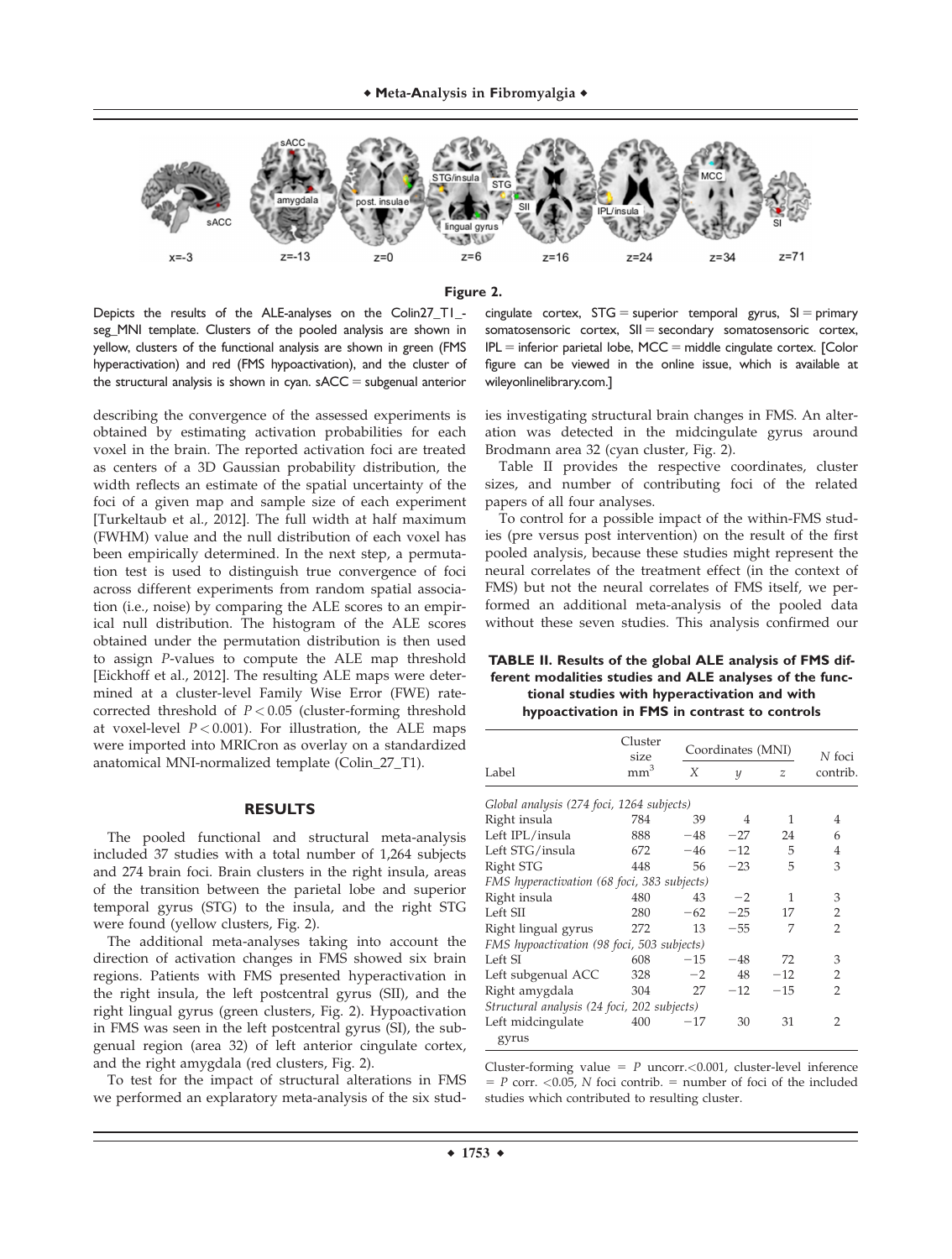**Figure 2.**

Depicts the results of the ALE-analyses on the Colin27_T1_seg_MNI template. Clusters of the pooled analysis are shown in yellow, clusters of the functional analysis are shown in green (FMS hyperactivation) and red (FMS hypoactivation), and the cluster of the structural analysis is shown in cyan. sACC = subgenual anterior cingulate cortex, STG = superior temporal gyrus, SI = primary somatosensoric cortex, SII = secondary somatosensoric cortex, IPL = inferior parietal lobe, MCC = middle cingulate cortex. [Color figure can be viewed in the online issue, which is available at wileyonlinelibrary.com.]

describing the convergence of the assessed experiments is obtained by estimating activation probabilities for each voxel in the brain. The reported activation foci are treated as centers of a 3D Gaussian probability distribution, the width reflects an estimate of the spatial uncertainty of the foci of a given map and sample size of each experiment [Turkeltaub et al., 2012]. The full width at half maximum (FWHM) value and the null distribution of each voxel has been empirically determined. In the next step, a permutation test is used to distinguish true convergence of foci across different experiments from random spatial association (i.e., noise) by comparing the ALE scores to an empirical null distribution. The histogram of the ALE scores obtained under the permutation distribution is then used to assign *P*-values to compute the ALE map threshold [Eickhoff et al., 2012]. The resulting ALE maps were determined at a cluster-level Family Wise Error (FWE) rate-corrected threshold of $P < 0.05$ (cluster-forming threshold at voxel-level $P < 0.001$). For illustration, the ALE maps were imported into MRICron as overlay on a standardized anatomical MNI-normalized template (Colin_27_T1).

## RESULTS

The pooled functional and structural meta-analysis included 37 studies with a total number of 1,264 subjects and 274 brain foci. Brain clusters in the right insula, areas of the transition between the parietal lobe and superior temporal gyrus (STG) to the insula, and the right STG were found (yellow clusters, Fig. 2).

The additional meta-analyses taking into account the direction of activation changes in FMS showed six brain regions. Patients with FMS presented hyperactivation in the right insula, the left postcentral gyrus (SII), and the right lingual gyrus (green clusters, Fig. 2). Hypoactivation in FMS was seen in the left postcentral gyrus (SI), the subgenual region (area 32) of left anterior cingulate cortex, and the right amygdala (red clusters, Fig. 2).

To test for the impact of structural alterations in FMS we performed an exploratory meta-analysis of the six studies investigating structural brain changes in FMS. An alteration was detected in the midcingulate gyrus around Brodmann area 32 (cyan cluster, Fig. 2).

Table II provides the respective coordinates, cluster sizes, and number of contributing foci of the related papers of all four analyses.

To control for a possible impact of the within-FMS studies (pre versus post intervention) on the result of the first pooled analysis, because these studies might represent the neural correlates of the treatment effect (in the context of FMS) but not the neural correlates of FMS itself, we performed an additional meta-analysis of the pooled data without these seven studies. This analysis confirmed our

**TABLE II. Results of the global ALE analysis of FMS different modalities studies and ALE analyses of the functional studies with hyperactivation and with hypoactivation in FMS in contrast to controls**

| Label | Cluster size mm$^3$ | Coordinates (MNI) X | y | z | *N* foci contrib. |
|---|---|---|---|---|---|
| *Global analysis (274 foci, 1264 subjects)* | | | | | |
| Right insula | 784 | 39 | 4 | 1 | 4 |
| Left IPL/insula | 888 | −48 | −27 | 24 | 6 |
| Left STG/insula | 672 | −46 | −12 | 5 | 4 |
| Right STG | 448 | 56 | −23 | 5 | 3 |
| *FMS hyperactivation (68 foci, 383 subjects)* | | | | | |
| Right insula | 480 | 43 | −2 | 1 | 3 |
| Left SII | 280 | −62 | −25 | 17 | 2 |
| Right lingual gyrus | 272 | 13 | −55 | 7 | 2 |
| *FMS hypoactivation (98 foci, 503 subjects)* | | | | | |
| Left SI | 608 | −15 | −48 | 72 | 3 |
| Left subgenual ACC | 328 | −2 | 48 | −12 | 2 |
| Right amygdala | 304 | 27 | −12 | −15 | 2 |
| *Structural analysis (24 foci, 202 subjects)* | | | | | |
| Left midcingulate gyrus | 400 | −17 | 30 | 31 | 2 |

Cluster-forming value = *P* uncorr.<0.001, cluster-level inference = *P* corr. <0.05, *N* foci contrib. = number of foci of the included studies which contributed to resulting cluster.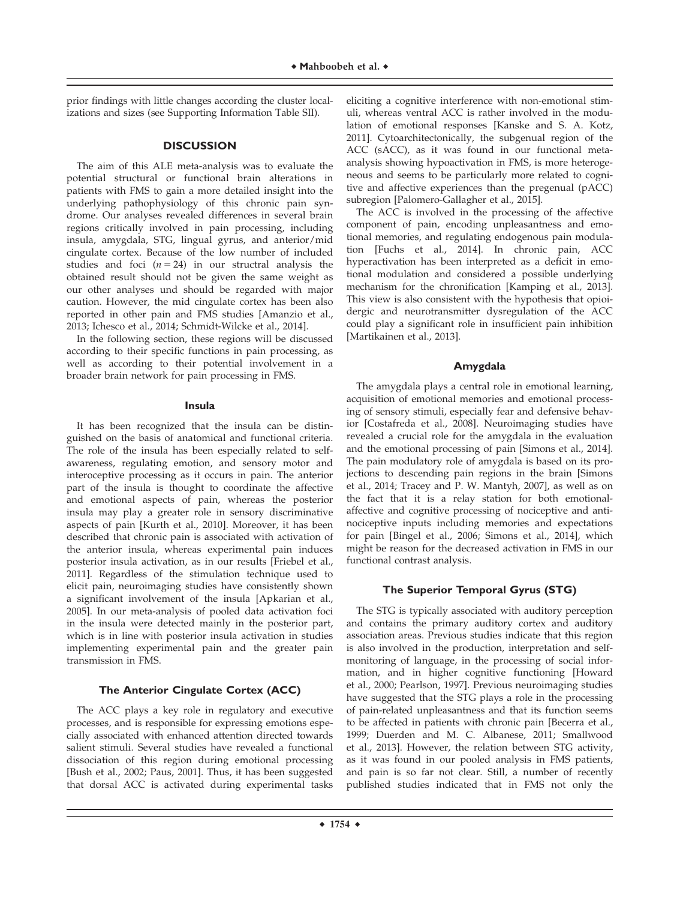prior findings with little changes according the cluster localizations and sizes (see Supporting Information Table SII).

## DISCUSSION

The aim of this ALE meta-analysis was to evaluate the potential structural or functional brain alterations in patients with FMS to gain a more detailed insight into the underlying pathophysiology of this chronic pain syndrome. Our analyses revealed differences in several brain regions critically involved in pain processing, including insula, amygdala, STG, lingual gyrus, and anterior/mid cingulate cortex. Because of the low number of included studies and foci ($n = 24$) in our structral analysis the obtained result should not be given the same weight as our other analyses und should be regarded with major caution. However, the mid cingulate cortex has been also reported in other pain and FMS studies [Amanzio et al., 2013; Ichesco et al., 2014; Schmidt-Wilcke et al., 2014].

In the following section, these regions will be discussed according to their specific functions in pain processing, as well as according to their potential involvement in a broader brain network for pain processing in FMS.

### Insula

It has been recognized that the insula can be distinguished on the basis of anatomical and functional criteria. The role of the insula has been especially related to self-awareness, regulating emotion, and sensory motor and interoceptive processing as it occurs in pain. The anterior part of the insula is thought to coordinate the affective and emotional aspects of pain, whereas the posterior insula may play a greater role in sensory discriminative aspects of pain [Kurth et al., 2010]. Moreover, it has been described that chronic pain is associated with activation of the anterior insula, whereas experimental pain induces posterior insula activation, as in our results [Friebel et al., 2011]. Regardless of the stimulation technique used to elicit pain, neuroimaging studies have consistently shown a significant involvement of the insula [Apkarian et al., 2005]. In our meta-analysis of pooled data activation foci in the insula were detected mainly in the posterior part, which is in line with posterior insula activation in studies implementing experimental pain and the greater pain transmission in FMS.

### The Anterior Cingulate Cortex (ACC)

The ACC plays a key role in regulatory and executive processes, and is responsible for expressing emotions especially associated with enhanced attention directed towards salient stimuli. Several studies have revealed a functional dissociation of this region during emotional processing [Bush et al., 2002; Paus, 2001]. Thus, it has been suggested that dorsal ACC is activated during experimental tasks eliciting a cognitive interference with non-emotional stimuli, whereas ventral ACC is rather involved in the modulation of emotional responses [Kanske and S. A. Kotz, 2011]. Cytoarchitectonically, the subgenual region of the ACC (sACC), as it was found in our functional meta-analysis showing hypoactivation in FMS, is more heterogeneous and seems to be particularly more related to cognitive and affective experiences than the pregenual (pACC) subregion [Palomero-Gallagher et al., 2015].

The ACC is involved in the processing of the affective component of pain, encoding unpleasantness and emotional memories, and regulating endogenous pain modulation [Fuchs et al., 2014]. In chronic pain, ACC hyperactivation has been interpreted as a deficit in emotional modulation and considered a possible underlying mechanism for the chronification [Kamping et al., 2013]. This view is also consistent with the hypothesis that opioidergic and neurotransmitter dysregulation of the ACC could play a significant role in insufficient pain inhibition [Martikainen et al., 2013].

### Amygdala

The amygdala plays a central role in emotional learning, acquisition of emotional memories and emotional processing of sensory stimuli, especially fear and defensive behavior [Costafreda et al., 2008]. Neuroimaging studies have revealed a crucial role for the amygdala in the evaluation and the emotional processing of pain [Simons et al., 2014]. The pain modulatory role of amygdala is based on its projections to descending pain regions in the brain [Simons et al., 2014; Tracey and P. W. Mantyh, 2007], as well as on the fact that it is a relay station for both emotional-affective and cognitive processing of nociceptive and anti-nociceptive inputs including memories and expectations for pain [Bingel et al., 2006; Simons et al., 2014], which might be reason for the decreased activation in FMS in our functional contrast analysis.

### The Superior Temporal Gyrus (STG)

The STG is typically associated with auditory perception and contains the primary auditory cortex and auditory association areas. Previous studies indicate that this region is also involved in the production, interpretation and self-monitoring of language, in the processing of social information, and in higher cognitive functioning [Howard et al., 2000; Pearlson, 1997]. Previous neuroimaging studies have suggested that the STG plays a role in the processing of pain-related unpleasantness and that its function seems to be affected in patients with chronic pain [Becerra et al., 1999; Duerden and M. C. Albanese, 2011; Smallwood et al., 2013]. However, the relation between STG activity, as it was found in our pooled analysis in FMS patients, and pain is so far not clear. Still, a number of recently published studies indicated that in FMS not only the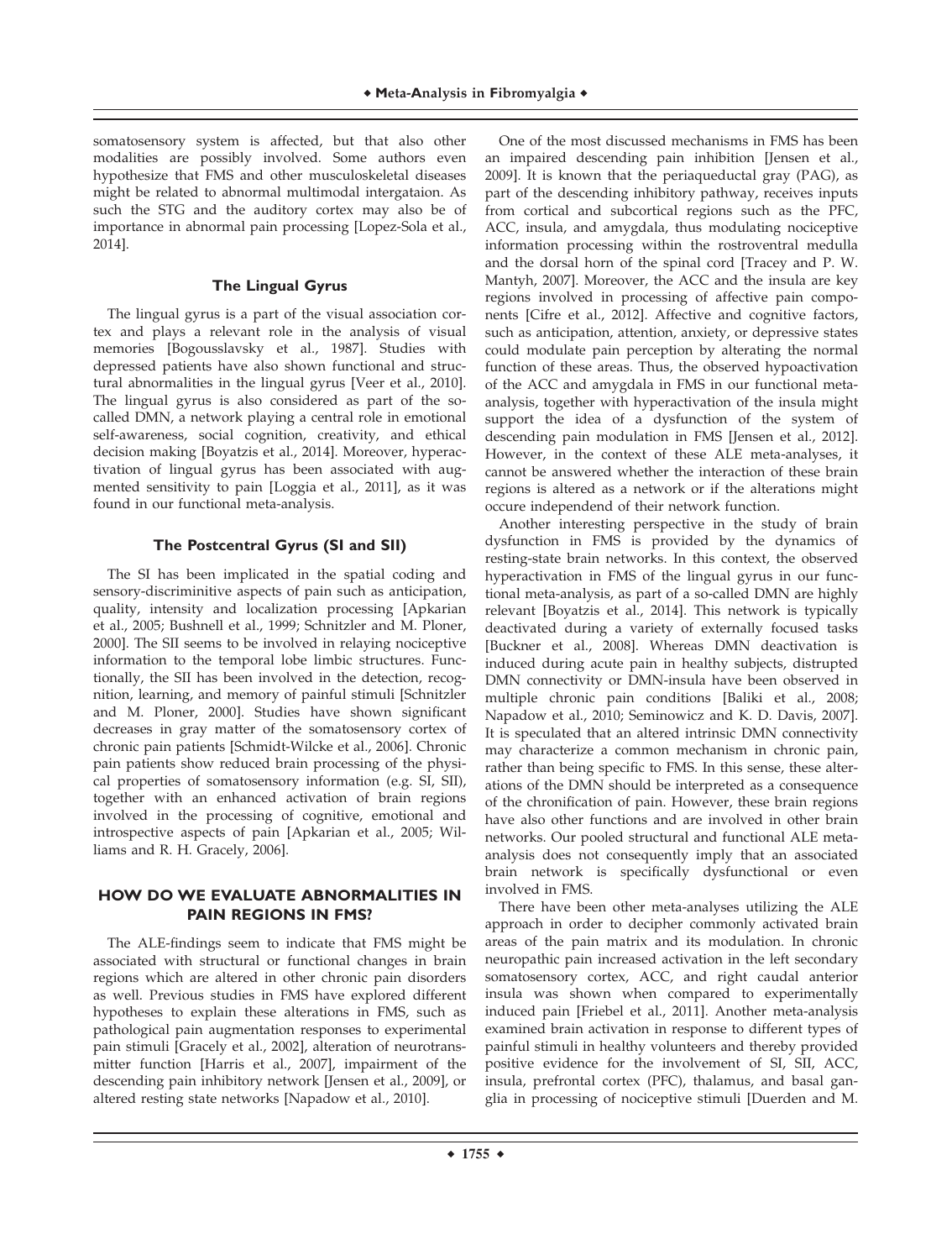somatosensory system is affected, but that also other modalities are possibly involved. Some authors even hypothesize that FMS and other musculoskeletal diseases might be related to abnormal multimodal intergataion. As such the STG and the auditory cortex may also be of importance in abnormal pain processing [Lopez-Sola et al., 2014].

### The Lingual Gyrus

The lingual gyrus is a part of the visual association cortex and plays a relevant role in the analysis of visual memories [Bogousslavsky et al., 1987]. Studies with depressed patients have also shown functional and structural abnormalities in the lingual gyrus [Veer et al., 2010]. The lingual gyrus is also considered as part of the so-called DMN, a network playing a central role in emotional self-awareness, social cognition, creativity, and ethical decision making [Boyatzis et al., 2014]. Moreover, hyperactivation of lingual gyrus has been associated with augmented sensitivity to pain [Loggia et al., 2011], as it was found in our functional meta-analysis.

### The Postcentral Gyrus (SI and SII)

The SI has been implicated in the spatial coding and sensory-discriminitive aspects of pain such as anticipation, quality, intensity and localization processing [Apkarian et al., 2005; Bushnell et al., 1999; Schnitzler and M. Ploner, 2000]. The SII seems to be involved in relaying nociceptive information to the temporal lobe limbic structures. Functionally, the SII has been involved in the detection, recognition, learning, and memory of painful stimuli [Schnitzler and M. Ploner, 2000]. Studies have shown significant decreases in gray matter of the somatosensory cortex of chronic pain patients [Schmidt-Wilcke et al., 2006]. Chronic pain patients show reduced brain processing of the physical properties of somatosensory information (e.g. SI, SII), together with an enhanced activation of brain regions involved in the processing of cognitive, emotional and introspective aspects of pain [Apkarian et al., 2005; Williams and R. H. Gracely, 2006].

## HOW DO WE EVALUATE ABNORMALITIES IN PAIN REGIONS IN FMS?

The ALE-findings seem to indicate that FMS might be associated with structural or functional changes in brain regions which are altered in other chronic pain disorders as well. Previous studies in FMS have explored different hypotheses to explain these alterations in FMS, such as pathological pain augmentation responses to experimental pain stimuli [Gracely et al., 2002], alteration of neurotransmitter function [Harris et al., 2007], impairment of the descending pain inhibitory network [Jensen et al., 2009], or altered resting state networks [Napadow et al., 2010].

One of the most discussed mechanisms in FMS has been an impaired descending pain inhibition [Jensen et al., 2009]. It is known that the periaqueductal gray (PAG), as part of the descending inhibitory pathway, receives inputs from cortical and subcortical regions such as the PFC, ACC, insula, and amygdala, thus modulating nociceptive information processing within the rostroventral medulla and the dorsal horn of the spinal cord [Tracey and P. W. Mantyh, 2007]. Moreover, the ACC and the insula are key regions involved in processing of affective pain components [Cifre et al., 2012]. Affective and cognitive factors, such as anticipation, attention, anxiety, or depressive states could modulate pain perception by alterating the normal function of these areas. Thus, the observed hypoactivation of the ACC and amygdala in FMS in our functional meta-analysis, together with hyperactivation of the insula might support the idea of a dysfunction of the system of descending pain modulation in FMS [Jensen et al., 2012]. However, in the context of these ALE meta-analyses, it cannot be answered whether the interaction of these brain regions is altered as a network or if the alterations might occure independend of their network function.

Another interesting perspective in the study of brain dysfunction in FMS is provided by the dynamics of resting-state brain networks. In this context, the observed hyperactivation in FMS of the lingual gyrus in our functional meta-analysis, as part of a so-called DMN are highly relevant [Boyatzis et al., 2014]. This network is typically deactivated during a variety of externally focused tasks [Buckner et al., 2008]. Whereas DMN deactivation is induced during acute pain in healthy subjects, distrupted DMN connectivity or DMN-insula have been observed in multiple chronic pain conditions [Baliki et al., 2008; Napadow et al., 2010; Seminowicz and K. D. Davis, 2007]. It is speculated that an altered intrinsic DMN connectivity may characterize a common mechanism in chronic pain, rather than being specific to FMS. In this sense, these alterations of the DMN should be interpreted as a consequence of the chronification of pain. However, these brain regions have also other functions and are involved in other brain networks. Our pooled structural and functional ALE meta-analysis does not consequently imply that an associated brain network is specifically dysfunctional or even involved in FMS.

There have been other meta-analyses utilizing the ALE approach in order to decipher commonly activated brain areas of the pain matrix and its modulation. In chronic neuropathic pain increased activation in the left secondary somatosensory cortex, ACC, and right caudal anterior insula was shown when compared to experimentally induced pain [Friebel et al., 2011]. Another meta-analysis examined brain activation in response to different types of painful stimuli in healthy volunteers and thereby provided positive evidence for the involvement of SI, SII, ACC, insula, prefrontal cortex (PFC), thalamus, and basal ganglia in processing of nociceptive stimuli [Duerden and M.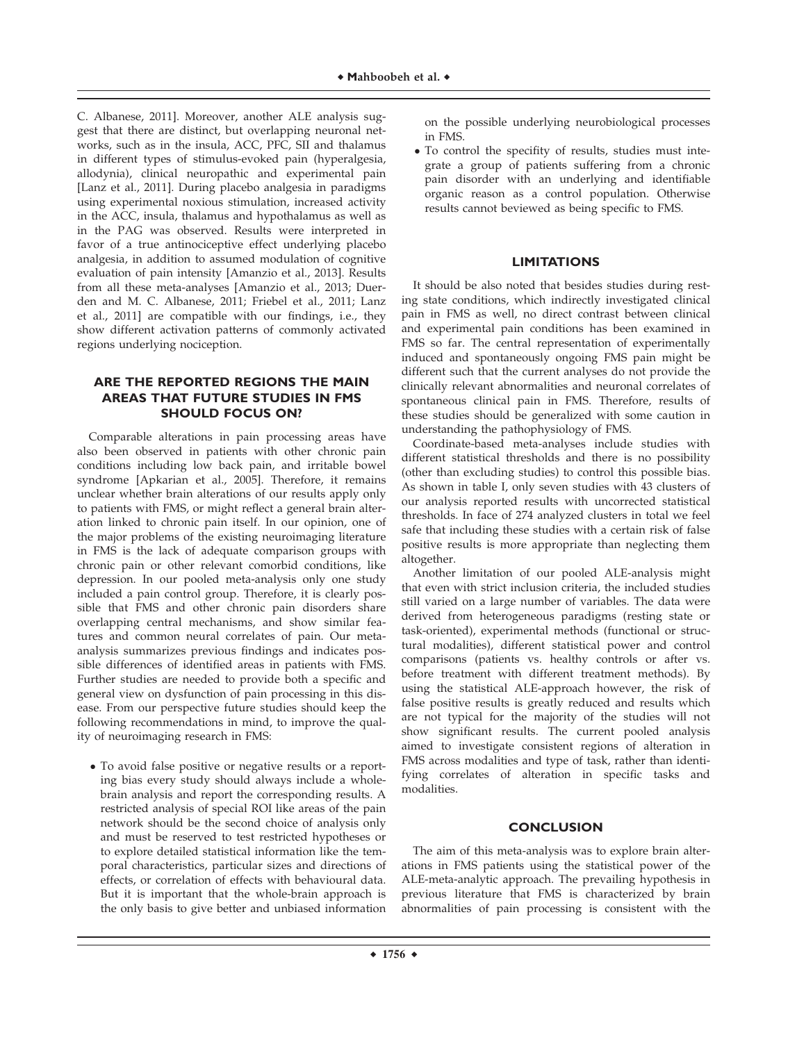C. Albanese, 2011]. Moreover, another ALE analysis suggest that there are distinct, but overlapping neuronal networks, such as in the insula, ACC, PFC, SII and thalamus in different types of stimulus-evoked pain (hyperalgesia, allodynia), clinical neuropathic and experimental pain [Lanz et al., 2011]. During placebo analgesia in paradigms using experimental noxious stimulation, increased activity in the ACC, insula, thalamus and hypothalamus as well as in the PAG was observed. Results were interpreted in favor of a true antinociceptive effect underlying placebo analgesia, in addition to assumed modulation of cognitive evaluation of pain intensity [Amanzio et al., 2013]. Results from all these meta-analyses [Amanzio et al., 2013; Duerden and M. C. Albanese, 2011; Friebel et al., 2011; Lanz et al., 2011] are compatible with our findings, i.e., they show different activation patterns of commonly activated regions underlying nociception.

## ARE THE REPORTED REGIONS THE MAIN AREAS THAT FUTURE STUDIES IN FMS SHOULD FOCUS ON?

Comparable alterations in pain processing areas have also been observed in patients with other chronic pain conditions including low back pain, and irritable bowel syndrome [Apkarian et al., 2005]. Therefore, it remains unclear whether brain alterations of our results apply only to patients with FMS, or might reflect a general brain alteration linked to chronic pain itself. In our opinion, one of the major problems of the existing neuroimaging literature in FMS is the lack of adequate comparison groups with chronic pain or other relevant comorbid conditions, like depression. In our pooled meta-analysis only one study included a pain control group. Therefore, it is clearly possible that FMS and other chronic pain disorders share overlapping central mechanisms, and show similar features and common neural correlates of pain. Our meta-analysis summarizes previous findings and indicates possible differences of identified areas in patients with FMS. Further studies are needed to provide both a specific and general view on dysfunction of pain processing in this disease. From our perspective future studies should keep the following recommendations in mind, to improve the quality of neuroimaging research in FMS:

- To avoid false positive or negative results or a reporting bias every study should always include a whole-brain analysis and report the corresponding results. A restricted analysis of special ROI like areas of the pain network should be the second choice of analysis only and must be reserved to test restricted hypotheses or to explore detailed statistical information like the temporal characteristics, particular sizes and directions of effects, or correlation of effects with behavioural data. But it is important that the whole-brain approach is the only basis to give better and unbiased information on the possible underlying neurobiological processes in FMS.
- To control the specifity of results, studies must integrate a group of patients suffering from a chronic pain disorder with an underlying and identifiable organic reason as a control population. Otherwise results cannot beviewed as being specific to FMS.

## LIMITATIONS

It should be also noted that besides studies during resting state conditions, which indirectly investigated clinical pain in FMS as well, no direct contrast between clinical and experimental pain conditions has been examined in FMS so far. The central representation of experimentally induced and spontaneously ongoing FMS pain might be different such that the current analyses do not provide the clinically relevant abnormalities and neuronal correlates of spontaneous clinical pain in FMS. Therefore, results of these studies should be generalized with some caution in understanding the pathophysiology of FMS.

Coordinate-based meta-analyses include studies with different statistical thresholds and there is no possibility (other than excluding studies) to control this possible bias. As shown in table I, only seven studies with 43 clusters of our analysis reported results with uncorrected statistical thresholds. In face of 274 analyzed clusters in total we feel safe that including these studies with a certain risk of false positive results is more appropriate than neglecting them altogether.

Another limitation of our pooled ALE-analysis might that even with strict inclusion criteria, the included studies still varied on a large number of variables. The data were derived from heterogeneous paradigms (resting state or task-oriented), experimental methods (functional or structural modalities), different statistical power and control comparisons (patients vs. healthy controls or after vs. before treatment with different treatment methods). By using the statistical ALE-approach however, the risk of false positive results is greatly reduced and results which are not typical for the majority of the studies will not show significant results. The current pooled analysis aimed to investigate consistent regions of alteration in FMS across modalities and type of task, rather than identifying correlates of alteration in specific tasks and modalities.

## CONCLUSION

The aim of this meta-analysis was to explore brain alterations in FMS patients using the statistical power of the ALE-meta-analytic approach. The prevailing hypothesis in previous literature that FMS is characterized by brain abnormalities of pain processing is consistent with the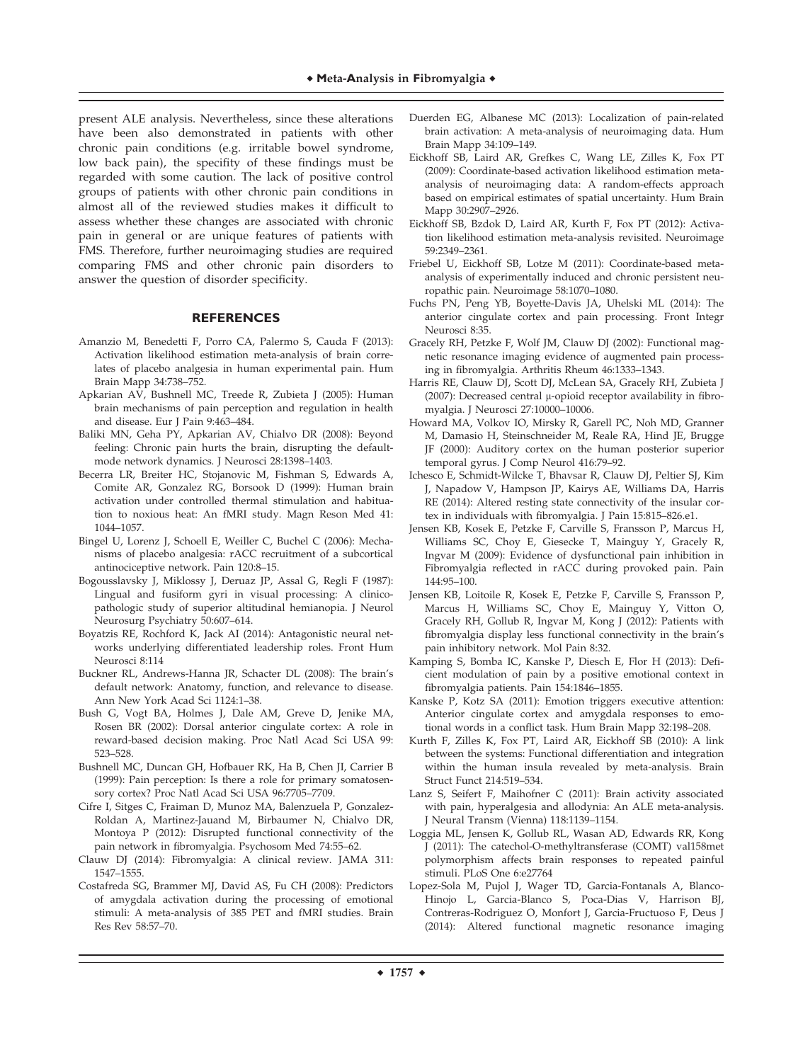present ALE analysis. Nevertheless, since these alterations have been also demonstrated in patients with other chronic pain conditions (e.g. irritable bowel syndrome, low back pain), the specifity of these findings must be regarded with some caution. The lack of positive control groups of patients with other chronic pain conditions in almost all of the reviewed studies makes it difficult to assess whether these changes are associated with chronic pain in general or are unique features of patients with FMS. Therefore, further neuroimaging studies are required comparing FMS and other chronic pain disorders to answer the question of disorder specificity.

## REFERENCES

Amanzio M, Benedetti F, Porro CA, Palermo S, Cauda F (2013): Activation likelihood estimation meta-analysis of brain correlates of placebo analgesia in human experimental pain. Hum Brain Mapp 34:738–752.

Apkarian AV, Bushnell MC, Treede R, Zubieta J (2005): Human brain mechanisms of pain perception and regulation in health and disease. Eur J Pain 9:463–484.

Baliki MN, Geha PY, Apkarian AV, Chialvo DR (2008): Beyond feeling: Chronic pain hurts the brain, disrupting the default-mode network dynamics. J Neurosci 28:1398–1403.

Becerra LR, Breiter HC, Stojanovic M, Fishman S, Edwards A, Comite AR, Gonzalez RG, Borsook D (1999): Human brain activation under controlled thermal stimulation and habituation to noxious heat: An fMRI study. Magn Reson Med 41: 1044–1057.

Bingel U, Lorenz J, Schoell E, Weiller C, Buchel C (2006): Mechanisms of placebo analgesia: rACC recruitment of a subcortical antinociceptive network. Pain 120:8–15.

Bogousslavsky J, Miklossy J, Deruaz JP, Assal G, Regli F (1987): Lingual and fusiform gyri in visual processing: A clinicopathologic study of superior altitudinal hemianopia. J Neurol Neurosurg Psychiatry 50:607–614.

Boyatzis RE, Rochford K, Jack AI (2014): Antagonistic neural networks underlying differentiated leadership roles. Front Hum Neurosci 8:114

Buckner RL, Andrews-Hanna JR, Schacter DL (2008): The brain's default network: Anatomy, function, and relevance to disease. Ann New York Acad Sci 1124:1–38.

Bush G, Vogt BA, Holmes J, Dale AM, Greve D, Jenike MA, Rosen BR (2002): Dorsal anterior cingulate cortex: A role in reward-based decision making. Proc Natl Acad Sci USA 99: 523–528.

Bushnell MC, Duncan GH, Hofbauer RK, Ha B, Chen JI, Carrier B (1999): Pain perception: Is there a role for primary somatosensory cortex? Proc Natl Acad Sci USA 96:7705–7709.

Cifre I, Sitges C, Fraiman D, Munoz MA, Balenzuela P, Gonzalez-Roldan A, Martinez-Jauand M, Birbaumer N, Chialvo DR, Montoya P (2012): Disrupted functional connectivity of the pain network in fibromyalgia. Psychosom Med 74:55–62.

Clauw DJ (2014): Fibromyalgia: A clinical review. JAMA 311: 1547–1555.

Costafreda SG, Brammer MJ, David AS, Fu CH (2008): Predictors of amygdala activation during the processing of emotional stimuli: A meta-analysis of 385 PET and fMRI studies. Brain Res Rev 58:57–70.

Duerden EG, Albanese MC (2013): Localization of pain-related brain activation: A meta-analysis of neuroimaging data. Hum Brain Mapp 34:109–149.

Eickhoff SB, Laird AR, Grefkes C, Wang LE, Zilles K, Fox PT (2009): Coordinate-based activation likelihood estimation meta-analysis of neuroimaging data: A random-effects approach based on empirical estimates of spatial uncertainty. Hum Brain Mapp 30:2907–2926.

Eickhoff SB, Bzdok D, Laird AR, Kurth F, Fox PT (2012): Activation likelihood estimation meta-analysis revisited. Neuroimage 59:2349–2361.

Friebel U, Eickhoff SB, Lotze M (2011): Coordinate-based meta-analysis of experimentally induced and chronic persistent neuropathic pain. Neuroimage 58:1070–1080.

Fuchs PN, Peng YB, Boyette-Davis JA, Uhelski ML (2014): The anterior cingulate cortex and pain processing. Front Integr Neurosci 8:35.

Gracely RH, Petzke F, Wolf JM, Clauw DJ (2002): Functional magnetic resonance imaging evidence of augmented pain processing in fibromyalgia. Arthritis Rheum 46:1333–1343.

Harris RE, Clauw DJ, Scott DJ, McLean SA, Gracely RH, Zubieta J (2007): Decreased central μ-opioid receptor availability in fibromyalgia. J Neurosci 27:10000–10006.

Howard MA, Volkov IO, Mirsky R, Garell PC, Noh MD, Granner M, Damasio H, Steinschneider M, Reale RA, Hind JE, Brugge JF (2000): Auditory cortex on the human posterior superior temporal gyrus. J Comp Neurol 416:79–92.

Ichesco E, Schmidt-Wilcke T, Bhavsar R, Clauw DJ, Peltier SJ, Kim J, Napadow V, Hampson JP, Kairys AE, Williams DA, Harris RE (2014): Altered resting state connectivity of the insular cortex in individuals with fibromyalgia. J Pain 15:815–826.e1.

Jensen KB, Kosek E, Petzke F, Carville S, Fransson P, Marcus H, Williams SC, Choy E, Giesecke T, Mainguy Y, Gracely R, Ingvar M (2009): Evidence of dysfunctional pain inhibition in Fibromyalgia reflected in rACC during provoked pain. Pain 144:95–100.

Jensen KB, Loitoile R, Kosek E, Petzke F, Carville S, Fransson P, Marcus H, Williams SC, Choy E, Mainguy Y, Vitton O, Gracely RH, Gollub R, Ingvar M, Kong J (2012): Patients with fibromyalgia display less functional connectivity in the brain's pain inhibitory network. Mol Pain 8:32.

Kamping S, Bomba IC, Kanske P, Diesch E, Flor H (2013): Deficient modulation of pain by a positive emotional context in fibromyalgia patients. Pain 154:1846–1855.

Kanske P, Kotz SA (2011): Emotion triggers executive attention: Anterior cingulate cortex and amygdala responses to emotional words in a conflict task. Hum Brain Mapp 32:198–208.

Kurth F, Zilles K, Fox PT, Laird AR, Eickhoff SB (2010): A link between the systems: Functional differentiation and integration within the human insula revealed by meta-analysis. Brain Struct Funct 214:519–534.

Lanz S, Seifert F, Maihofner C (2011): Brain activity associated with pain, hyperalgesia and allodynia: An ALE meta-analysis. J Neural Transm (Vienna) 118:1139–1154.

Loggia ML, Jensen K, Gollub RL, Wasan AD, Edwards RR, Kong J (2011): The catechol-O-methyltransferase (COMT) val158met polymorphism affects brain responses to repeated painful stimuli. PLoS One 6:e27764

Lopez-Sola M, Pujol J, Wager TD, Garcia-Fontanals A, Blanco-Hinojo L, Garcia-Blanco S, Poca-Dias V, Harrison BJ, Contreras-Rodriguez O, Monfort J, Garcia-Fructuoso F, Deus J (2014): Altered functional magnetic resonance imaging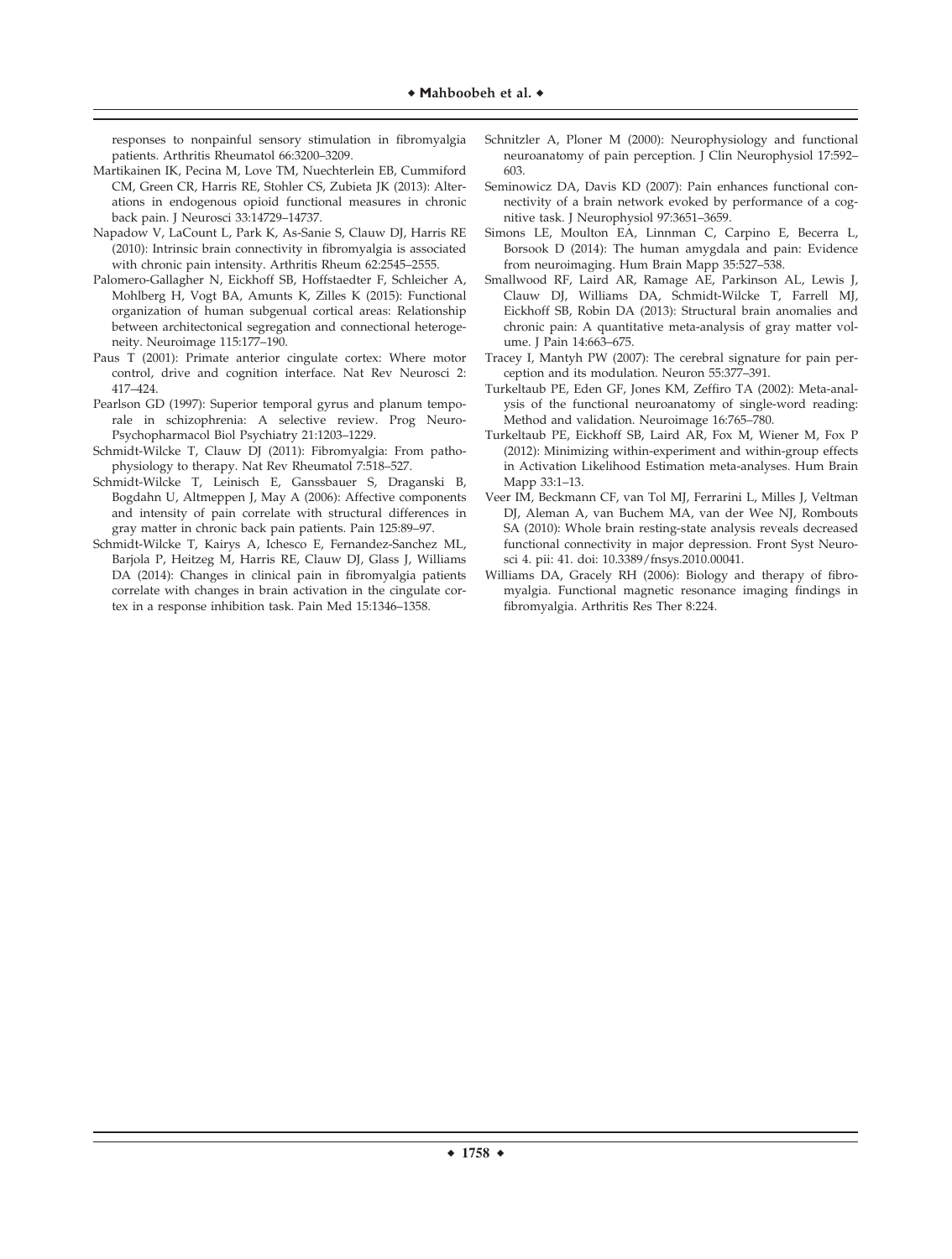responses to nonpainful sensory stimulation in fibromyalgia patients. Arthritis Rheumatol 66:3200–3209.

Martikainen IK, Pecina M, Love TM, Nuechterlein EB, Cummiford CM, Green CR, Harris RE, Stohler CS, Zubieta JK (2013): Alterations in endogenous opioid functional measures in chronic back pain. J Neurosci 33:14729–14737.

Napadow V, LaCount L, Park K, As-Sanie S, Clauw DJ, Harris RE (2010): Intrinsic brain connectivity in fibromyalgia is associated with chronic pain intensity. Arthritis Rheum 62:2545–2555.

Palomero-Gallagher N, Eickhoff SB, Hoffstaedter F, Schleicher A, Mohlberg H, Vogt BA, Amunts K, Zilles K (2015): Functional organization of human subgenual cortical areas: Relationship between architectonical segregation and connectional heterogeneity. Neuroimage 115:177–190.

Paus T (2001): Primate anterior cingulate cortex: Where motor control, drive and cognition interface. Nat Rev Neurosci 2: 417–424.

Pearlson GD (1997): Superior temporal gyrus and planum temporale in schizophrenia: A selective review. Prog Neuro-Psychopharmacol Biol Psychiatry 21:1203–1229.

Schmidt-Wilcke T, Clauw DJ (2011): Fibromyalgia: From pathophysiology to therapy. Nat Rev Rheumatol 7:518–527.

Schmidt-Wilcke T, Leinisch E, Ganssbauer S, Draganski B, Bogdahn U, Altmeppen J, May A (2006): Affective components and intensity of pain correlate with structural differences in gray matter in chronic back pain patients. Pain 125:89–97.

Schmidt-Wilcke T, Kairys A, Ichesco E, Fernandez-Sanchez ML, Barjola P, Heitzeg M, Harris RE, Clauw DJ, Glass J, Williams DA (2014): Changes in clinical pain in fibromyalgia patients correlate with changes in brain activation in the cingulate cortex in a response inhibition task. Pain Med 15:1346–1358.

Schnitzler A, Ploner M (2000): Neurophysiology and functional neuroanatomy of pain perception. J Clin Neurophysiol 17:592–603.

Seminowicz DA, Davis KD (2007): Pain enhances functional connectivity of a brain network evoked by performance of a cognitive task. J Neurophysiol 97:3651–3659.

Simons LE, Moulton EA, Linnman C, Carpino E, Becerra L, Borsook D (2014): The human amygdala and pain: Evidence from neuroimaging. Hum Brain Mapp 35:527–538.

Smallwood RF, Laird AR, Ramage AE, Parkinson AL, Lewis J, Clauw DJ, Williams DA, Schmidt-Wilcke T, Farrell MJ, Eickhoff SB, Robin DA (2013): Structural brain anomalies and chronic pain: A quantitative meta-analysis of gray matter volume. J Pain 14:663–675.

Tracey I, Mantyh PW (2007): The cerebral signature for pain perception and its modulation. Neuron 55:377–391.

Turkeltaub PE, Eden GF, Jones KM, Zeffiro TA (2002): Meta-analysis of the functional neuroanatomy of single-word reading: Method and validation. Neuroimage 16:765–780.

Turkeltaub PE, Eickhoff SB, Laird AR, Fox M, Wiener M, Fox P (2012): Minimizing within-experiment and within-group effects in Activation Likelihood Estimation meta-analyses. Hum Brain Mapp 33:1–13.

Veer IM, Beckmann CF, van Tol MJ, Ferrarini L, Milles J, Veltman DJ, Aleman A, van Buchem MA, van der Wee NJ, Rombouts SA (2010): Whole brain resting-state analysis reveals decreased functional connectivity in major depression. Front Syst Neurosci 4. pii: 41. doi: 10.3389/fnsys.2010.00041.

Williams DA, Gracely RH (2006): Biology and therapy of fibromyalgia. Functional magnetic resonance imaging findings in fibromyalgia. Arthritis Res Ther 8:224.